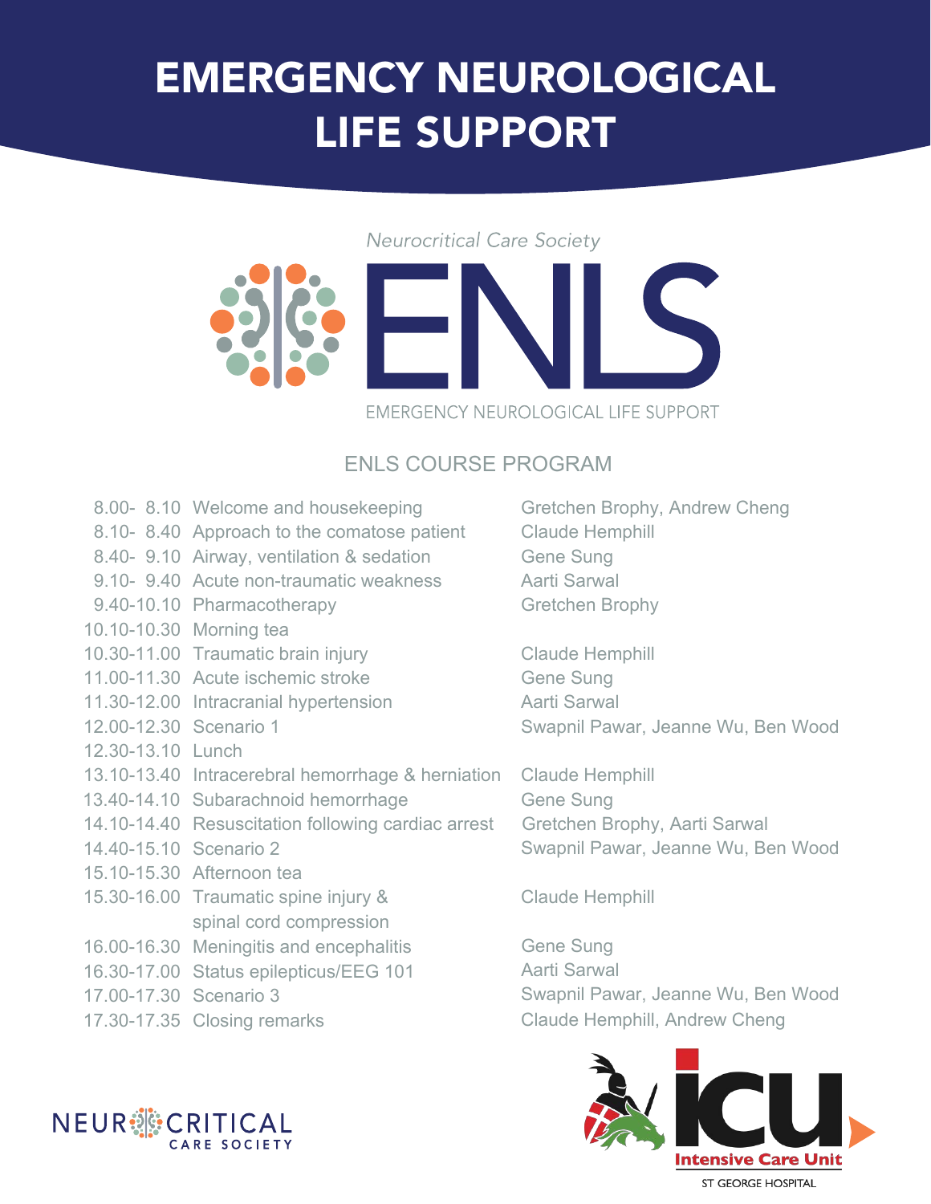# EMERGENCY NEUROLOGICAL LIFE SUPPORT

*Neurocritical Care Society*

**ENLS**

EMERGENCY NEUROLOGICAL LIFE SUPPORT

## ENLS COURSE PROGRAM

| Time | Session | Speaker(s) |
|---|---|---|
| 8.00- 8.10 | Welcome and housekeeping | Gretchen Brophy, Andrew Cheng |
| 8.10- 8.40 | Approach to the comatose patient | Claude Hemphill |
| 8.40- 9.10 | Airway, ventilation & sedation | Gene Sung |
| 9.10- 9.40 | Acute non-traumatic weakness | Aarti Sarwal |
| 9.40-10.10 | Pharmacotherapy | Gretchen Brophy |
| 10.10-10.30 | Morning tea | |
| 10.30-11.00 | Traumatic brain injury | Claude Hemphill |
| 11.00-11.30 | Acute ischemic stroke | Gene Sung |
| 11.30-12.00 | Intracranial hypertension | Aarti Sarwal |
| 12.00-12.30 | Scenario 1 | Swapnil Pawar, Jeanne Wu, Ben Wood |
| 12.30-13.10 | Lunch | |
| 13.10-13.40 | Intracerebral hemorrhage & herniation | Claude Hemphill |
| 13.40-14.10 | Subarachnoid hemorrhage | Gene Sung |
| 14.10-14.40 | Resuscitation following cardiac arrest | Gretchen Brophy, Aarti Sarwal |
| 14.40-15.10 | Scenario 2 | Swapnil Pawar, Jeanne Wu, Ben Wood |
| 15.10-15.30 | Afternoon tea | |
| 15.30-16.00 | Traumatic spine injury & spinal cord compression | Claude Hemphill |
| 16.00-16.30 | Meningitis and encephalitis | Gene Sung |
| 16.30-17.00 | Status epilepticus/EEG 101 | Aarti Sarwal |
| 17.00-17.30 | Scenario 3 | Swapnil Pawar, Jeanne Wu, Ben Wood |
| 17.30-17.35 | Closing remarks | Claude Hemphill, Andrew Cheng |

NEUROCRITICAL CARE SOCIETY

icu Intensive Care Unit

ST GEORGE HOSPITAL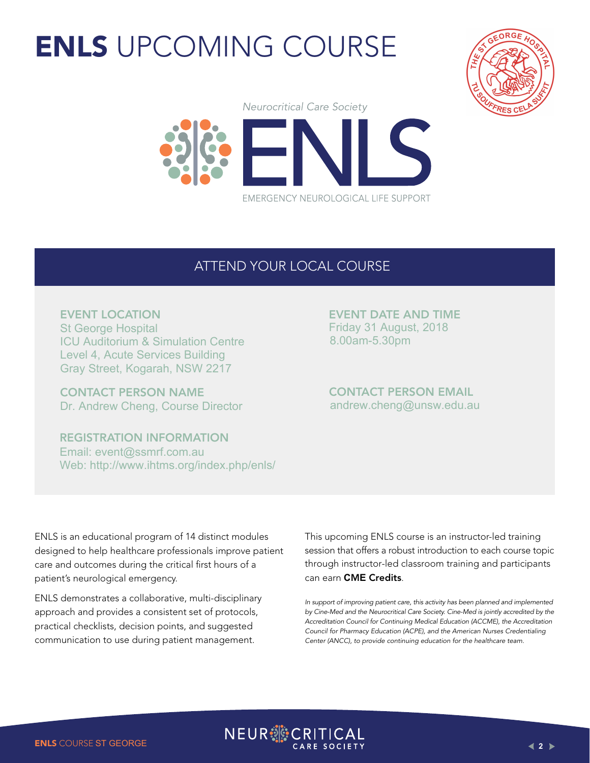# **ENLS** UPCOMING COURSE

*Neurocritical Care Society*

ENLS

EMERGENCY NEUROLOGICAL LIFE SUPPORT

## ATTEND YOUR LOCAL COURSE

**EVENT LOCATION**
St George Hospital
ICU Auditorium & Simulation Centre
Level 4, Acute Services Building
Gray Street, Kogarah, NSW 2217

**EVENT DATE AND TIME**
Friday 31 August, 2018
8.00am-5.30pm

**CONTACT PERSON NAME**
Dr. Andrew Cheng, Course Director

**CONTACT PERSON EMAIL**
andrew.cheng@unsw.edu.au

**REGISTRATION INFORMATION**
Email: event@ssmrf.com.au
Web: http://www.ihtms.org/index.php/enls/

ENLS is an educational program of 14 distinct modules designed to help healthcare professionals improve patient care and outcomes during the critical first hours of a patient's neurological emergency.

ENLS demonstrates a collaborative, multi-disciplinary approach and provides a consistent set of protocols, practical checklists, decision points, and suggested communication to use during patient management.

This upcoming ENLS course is an instructor-led training session that offers a robust introduction to each course topic through instructor-led classroom training and participants can earn **CME Credits**.

*In support of improving patient care, this activity has been planned and implemented by Cine-Med and the Neurocritical Care Society. Cine-Med is jointly accredited by the Accreditation Council for Continuing Medical Education (ACCME), the Accreditation Council for Pharmacy Education (ACPE), and the American Nurses Credentialing Center (ANCC), to provide continuing education for the healthcare team.*